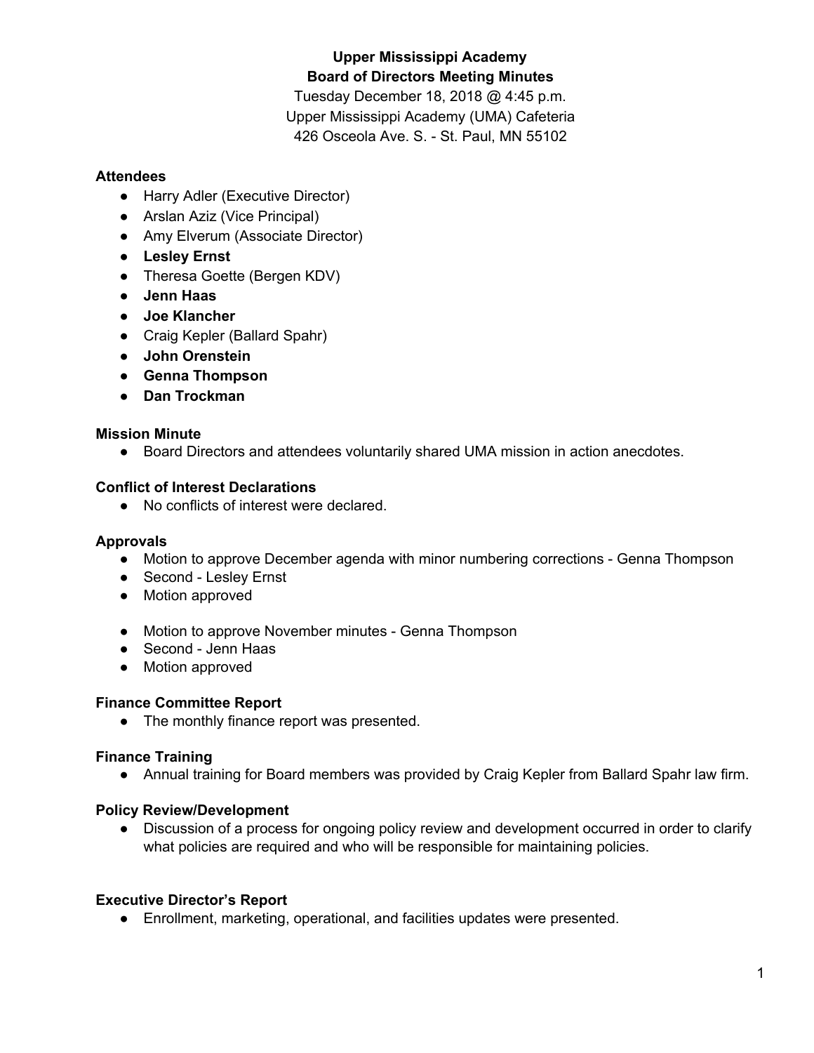**Upper Mississippi Academy**
**Board of Directors Meeting Minutes**

Tuesday December 18, 2018 @ 4:45 p.m.
Upper Mississippi Academy (UMA) Cafeteria
426 Osceola Ave. S. - St. Paul, MN 55102

### Attendees

- Harry Adler (Executive Director)
- Arslan Aziz (Vice Principal)
- Amy Elverum (Associate Director)
- **Lesley Ernst**
- Theresa Goette (Bergen KDV)
- **Jenn Haas**
- **Joe Klancher**
- Craig Kepler (Ballard Spahr)
- **John Orenstein**
- **Genna Thompson**
- **Dan Trockman**

### Mission Minute

- Board Directors and attendees voluntarily shared UMA mission in action anecdotes.

### Conflict of Interest Declarations

- No conflicts of interest were declared.

### Approvals

- Motion to approve December agenda with minor numbering corrections - Genna Thompson
- Second - Lesley Ernst
- Motion approved

- Motion to approve November minutes - Genna Thompson
- Second - Jenn Haas
- Motion approved

### Finance Committee Report

- The monthly finance report was presented.

### Finance Training

- Annual training for Board members was provided by Craig Kepler from Ballard Spahr law firm.

### Policy Review/Development

- Discussion of a process for ongoing policy review and development occurred in order to clarify what policies are required and who will be responsible for maintaining policies.

### Executive Director's Report

- Enrollment, marketing, operational, and facilities updates were presented.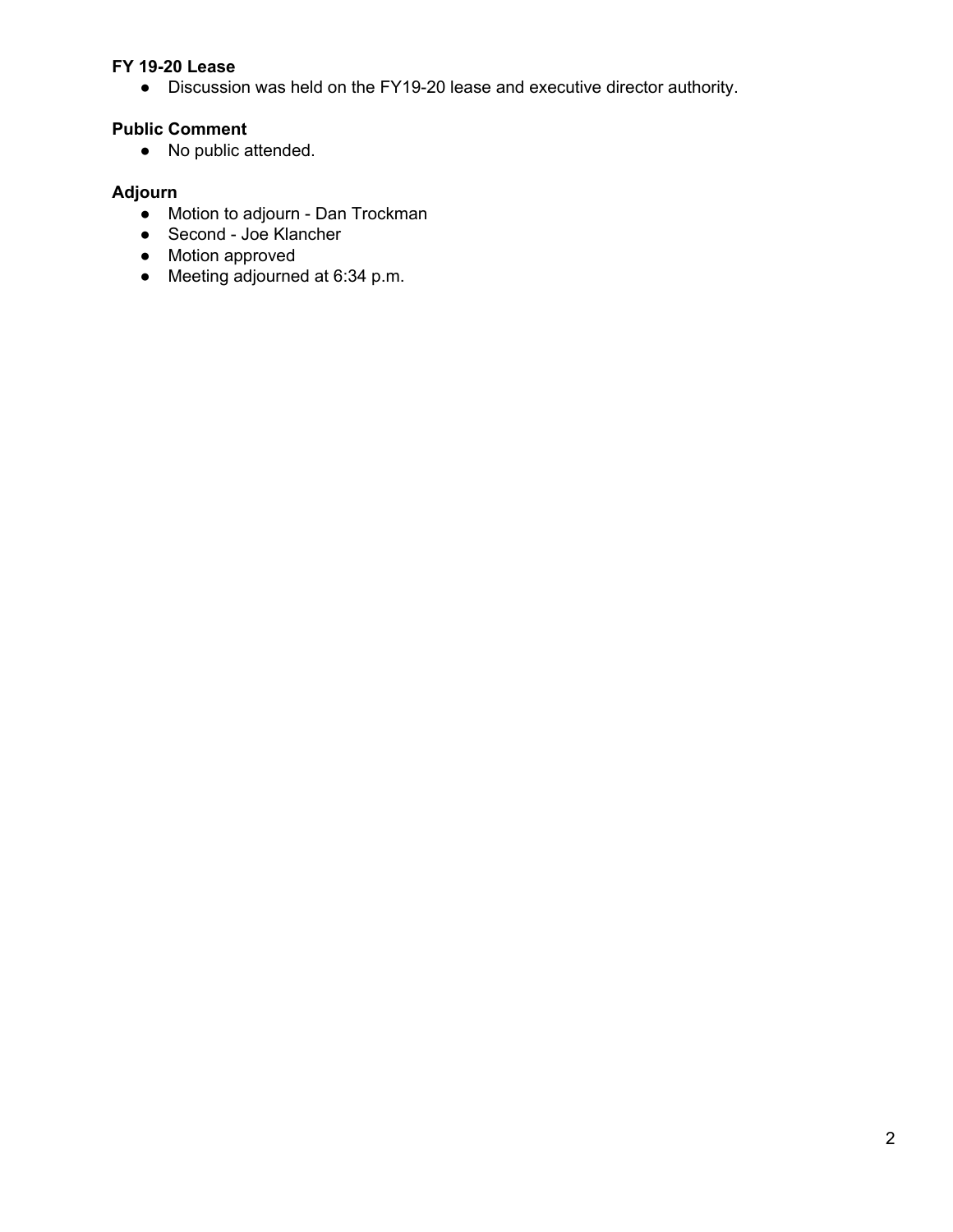**FY 19-20 Lease**

- Discussion was held on the FY19-20 lease and executive director authority.

**Public Comment**

- No public attended.

**Adjourn**

- Motion to adjourn - Dan Trockman
- Second - Joe Klancher
- Motion approved
- Meeting adjourned at 6:34 p.m.